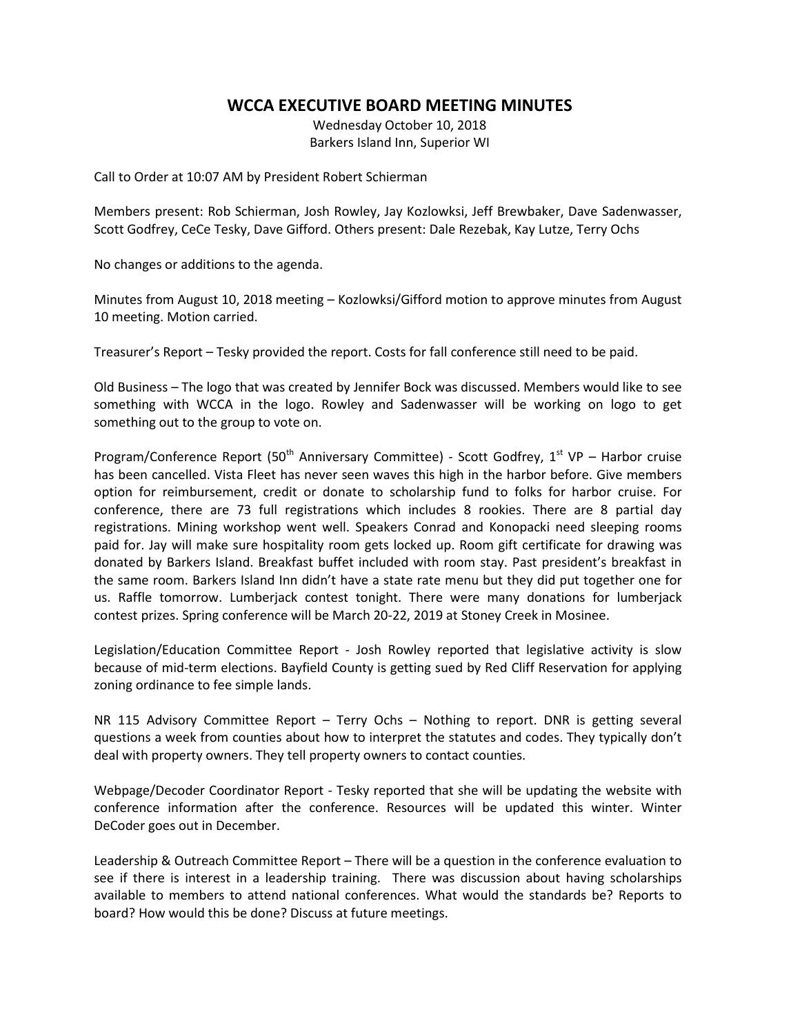# WCCA EXECUTIVE BOARD MEETING MINUTES

Wednesday October 10, 2018
Barkers Island Inn, Superior WI

Call to Order at 10:07 AM by President Robert Schierman

Members present: Rob Schierman, Josh Rowley, Jay Kozlowksi, Jeff Brewbaker, Dave Sadenwasser, Scott Godfrey, CeCe Tesky, Dave Gifford. Others present: Dale Rezebak, Kay Lutze, Terry Ochs

No changes or additions to the agenda.

Minutes from August 10, 2018 meeting – Kozlowksi/Gifford motion to approve minutes from August 10 meeting. Motion carried.

Treasurer's Report – Tesky provided the report. Costs for fall conference still need to be paid.

Old Business – The logo that was created by Jennifer Bock was discussed. Members would like to see something with WCCA in the logo. Rowley and Sadenwasser will be working on logo to get something out to the group to vote on.

Program/Conference Report (50th Anniversary Committee) - Scott Godfrey, 1st VP – Harbor cruise has been cancelled. Vista Fleet has never seen waves this high in the harbor before. Give members option for reimbursement, credit or donate to scholarship fund to folks for harbor cruise. For conference, there are 73 full registrations which includes 8 rookies. There are 8 partial day registrations. Mining workshop went well. Speakers Conrad and Konopacki need sleeping rooms paid for. Jay will make sure hospitality room gets locked up. Room gift certificate for drawing was donated by Barkers Island. Breakfast buffet included with room stay. Past president's breakfast in the same room. Barkers Island Inn didn't have a state rate menu but they did put together one for us. Raffle tomorrow. Lumberjack contest tonight. There were many donations for lumberjack contest prizes. Spring conference will be March 20-22, 2019 at Stoney Creek in Mosinee.

Legislation/Education Committee Report - Josh Rowley reported that legislative activity is slow because of mid-term elections. Bayfield County is getting sued by Red Cliff Reservation for applying zoning ordinance to fee simple lands.

NR 115 Advisory Committee Report – Terry Ochs – Nothing to report. DNR is getting several questions a week from counties about how to interpret the statutes and codes. They typically don't deal with property owners. They tell property owners to contact counties.

Webpage/Decoder Coordinator Report - Tesky reported that she will be updating the website with conference information after the conference. Resources will be updated this winter. Winter DeCoder goes out in December.

Leadership & Outreach Committee Report – There will be a question in the conference evaluation to see if there is interest in a leadership training. There was discussion about having scholarships available to members to attend national conferences. What would the standards be? Reports to board? How would this be done? Discuss at future meetings.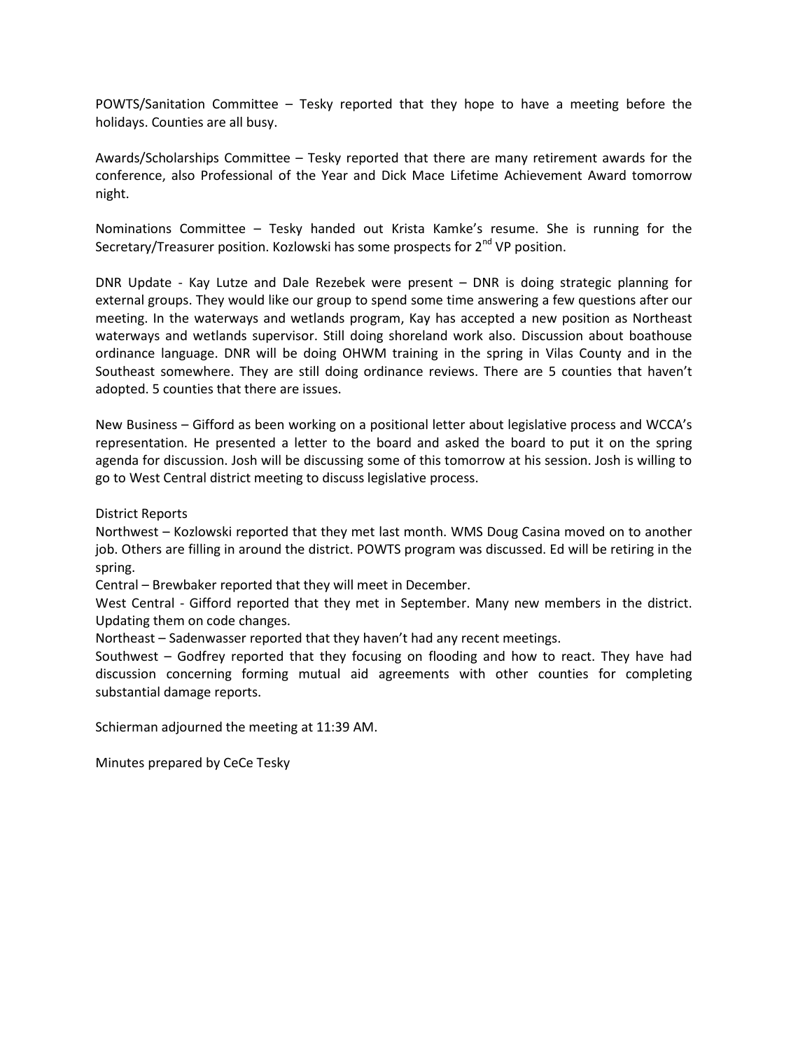POWTS/Sanitation Committee – Tesky reported that they hope to have a meeting before the holidays. Counties are all busy.

Awards/Scholarships Committee – Tesky reported that there are many retirement awards for the conference, also Professional of the Year and Dick Mace Lifetime Achievement Award tomorrow night.

Nominations Committee – Tesky handed out Krista Kamke's resume. She is running for the Secretary/Treasurer position. Kozlowski has some prospects for 2nd VP position.

DNR Update - Kay Lutze and Dale Rezebek were present – DNR is doing strategic planning for external groups. They would like our group to spend some time answering a few questions after our meeting. In the waterways and wetlands program, Kay has accepted a new position as Northeast waterways and wetlands supervisor. Still doing shoreland work also. Discussion about boathouse ordinance language. DNR will be doing OHWM training in the spring in Vilas County and in the Southeast somewhere. They are still doing ordinance reviews. There are 5 counties that haven't adopted. 5 counties that there are issues.

New Business – Gifford as been working on a positional letter about legislative process and WCCA's representation. He presented a letter to the board and asked the board to put it on the spring agenda for discussion. Josh will be discussing some of this tomorrow at his session. Josh is willing to go to West Central district meeting to discuss legislative process.

District Reports

Northwest – Kozlowski reported that they met last month. WMS Doug Casina moved on to another job. Others are filling in around the district. POWTS program was discussed. Ed will be retiring in the spring.

Central – Brewbaker reported that they will meet in December.

West Central - Gifford reported that they met in September. Many new members in the district. Updating them on code changes.

Northeast – Sadenwasser reported that they haven't had any recent meetings.

Southwest – Godfrey reported that they focusing on flooding and how to react. They have had discussion concerning forming mutual aid agreements with other counties for completing substantial damage reports.

Schierman adjourned the meeting at 11:39 AM.

Minutes prepared by CeCe Tesky